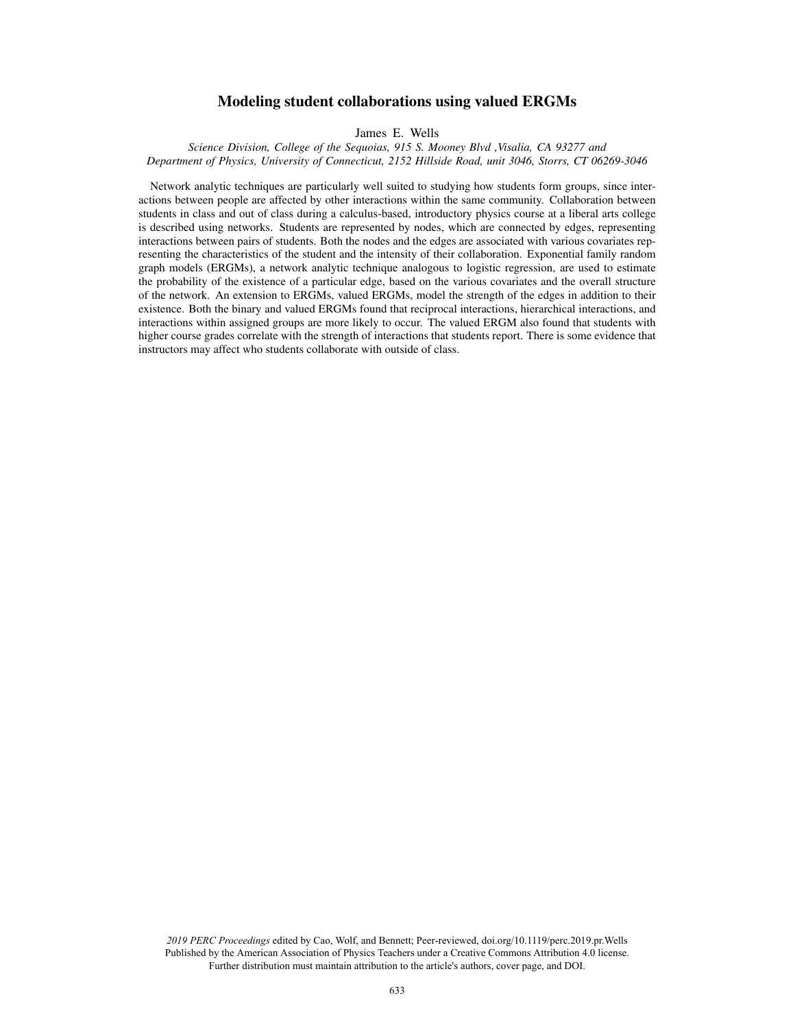# Modeling student collaborations using valued ERGMs

James E. Wells

*Science Division, College of the Sequoias, 915 S. Mooney Blvd ,Visalia, CA 93277 and Department of Physics, University of Connecticut, 2152 Hillside Road, unit 3046, Storrs, CT 06269-3046*

Network analytic techniques are particularly well suited to studying how students form groups, since interactions between people are affected by other interactions within the same community. Collaboration between students in class and out of class during a calculus-based, introductory physics course at a liberal arts college is described using networks. Students are represented by nodes, which are connected by edges, representing interactions between pairs of students. Both the nodes and the edges are associated with various covariates representing the characteristics of the student and the intensity of their collaboration. Exponential family random graph models (ERGMs), a network analytic technique analogous to logistic regression, are used to estimate the probability of the existence of a particular edge, based on the various covariates and the overall structure of the network. An extension to ERGMs, valued ERGMs, model the strength of the edges in addition to their existence. Both the binary and valued ERGMs found that reciprocal interactions, hierarchical interactions, and interactions within assigned groups are more likely to occur. The valued ERGM also found that students with higher course grades correlate with the strength of interactions that students report. There is some evidence that instructors may affect who students collaborate with outside of class.

*2019 PERC Proceedings* edited by Cao, Wolf, and Bennett; Peer-reviewed, doi.org/10.1119/perc.2019.pr.Wells
Published by the American Association of Physics Teachers under a Creative Commons Attribution 4.0 license.
Further distribution must maintain attribution to the article's authors, cover page, and DOI.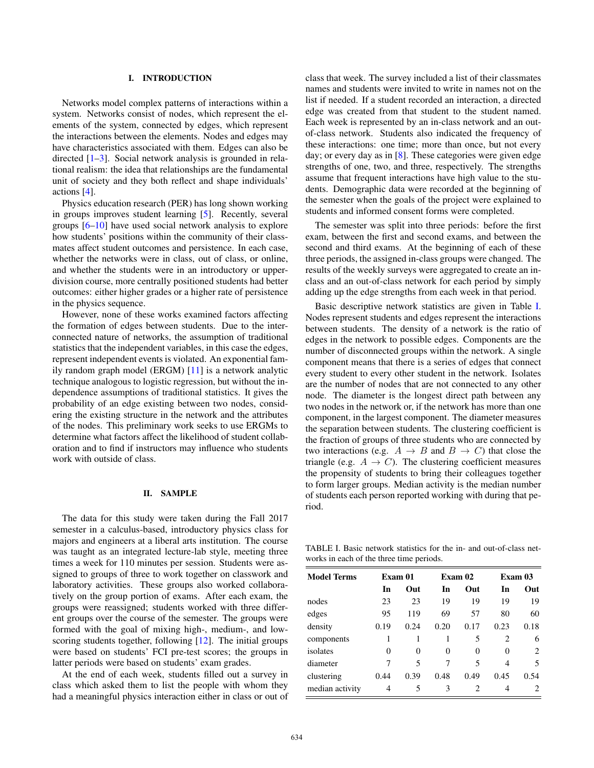## I. INTRODUCTION

Networks model complex patterns of interactions within a system. Networks consist of nodes, which represent the elements of the system, connected by edges, which represent the interactions between the elements. Nodes and edges may have characteristics associated with them. Edges can also be directed [1–3]. Social network analysis is grounded in relational realism: the idea that relationships are the fundamental unit of society and they both reflect and shape individuals' actions [4].

Physics education research (PER) has long shown working in groups improves student learning [5]. Recently, several groups [6–10] have used social network analysis to explore how students' positions within the community of their classmates affect student outcomes and persistence. In each case, whether the networks were in class, out of class, or online, and whether the students were in an introductory or upper-division course, more centrally positioned students had better outcomes: either higher grades or a higher rate of persistence in the physics sequence.

However, none of these works examined factors affecting the formation of edges between students. Due to the interconnected nature of networks, the assumption of traditional statistics that the independent variables, in this case the edges, represent independent events is violated. An exponential family random graph model (ERGM) [11] is a network analytic technique analogous to logistic regression, but without the independence assumptions of traditional statistics. It gives the probability of an edge existing between two nodes, considering the existing structure in the network and the attributes of the nodes. This preliminary work seeks to use ERGMs to determine what factors affect the likelihood of student collaboration and to find if instructors may influence who students work with outside of class.

## II. SAMPLE

The data for this study were taken during the Fall 2017 semester in a calculus-based, introductory physics class for majors and engineers at a liberal arts institution. The course was taught as an integrated lecture-lab style, meeting three times a week for 110 minutes per session. Students were assigned to groups of three to work together on classwork and laboratory activities. These groups also worked collaboratively on the group portion of exams. After each exam, the groups were reassigned; students worked with three different groups over the course of the semester. The groups were formed with the goal of mixing high-, medium-, and low-scoring students together, following [12]. The initial groups were based on students' FCI pre-test scores; the groups in latter periods were based on students' exam grades.

At the end of each week, students filled out a survey in class which asked them to list the people with whom they had a meaningful physics interaction either in class or out of class that week. The survey included a list of their classmates names and students were invited to write in names not on the list if needed. If a student recorded an interaction, a directed edge was created from that student to the student named. Each week is represented by an in-class network and an out-of-class network. Students also indicated the frequency of these interactions: one time; more than once, but not every day; or every day as in [8]. These categories were given edge strengths of one, two, and three, respectively. The strengths assume that frequent interactions have high value to the students. Demographic data were recorded at the beginning of the semester when the goals of the project were explained to students and informed consent forms were completed.

The semester was split into three periods: before the first exam, between the first and second exams, and between the second and third exams. At the beginning of each of these three periods, the assigned in-class groups were changed. The results of the weekly surveys were aggregated to create an in-class and an out-of-class network for each period by simply adding up the edge strengths from each week in that period.

Basic descriptive network statistics are given in Table I. Nodes represent students and edges represent the interactions between students. The density of a network is the ratio of edges in the network to possible edges. Components are the number of disconnected groups within the network. A single component means that there is a series of edges that connect every student to every other student in the network. Isolates are the number of nodes that are not connected to any other node. The diameter is the longest direct path between any two nodes in the network or, if the network has more than one component, in the largest component. The diameter measures the separation between students. The clustering coefficient is the fraction of groups of three students who are connected by two interactions (e.g. $A \rightarrow B$ and $B \rightarrow C$) that close the triangle (e.g. $A \rightarrow C$). The clustering coefficient measures the propensity of students to bring their colleagues together to form larger groups. Median activity is the median number of students each person reported working with during that period.

TABLE I. Basic network statistics for the in- and out-of-class networks in each of the three time periods.

| Model Terms | Exam 01 | | Exam 02 | | Exam 03 | |
|---|---|---|---|---|---|---|
| | In | Out | In | Out | In | Out |
| nodes | 23 | 23 | 19 | 19 | 19 | 19 |
| edges | 95 | 119 | 69 | 57 | 80 | 60 |
| density | 0.19 | 0.24 | 0.20 | 0.17 | 0.23 | 0.18 |
| components | 1 | 1 | 1 | 5 | 2 | 6 |
| isolates | 0 | 0 | 0 | 0 | 0 | 2 |
| diameter | 7 | 5 | 7 | 5 | 4 | 5 |
| clustering | 0.44 | 0.39 | 0.48 | 0.49 | 0.45 | 0.54 |
| median activity | 4 | 5 | 3 | 2 | 4 | 2 |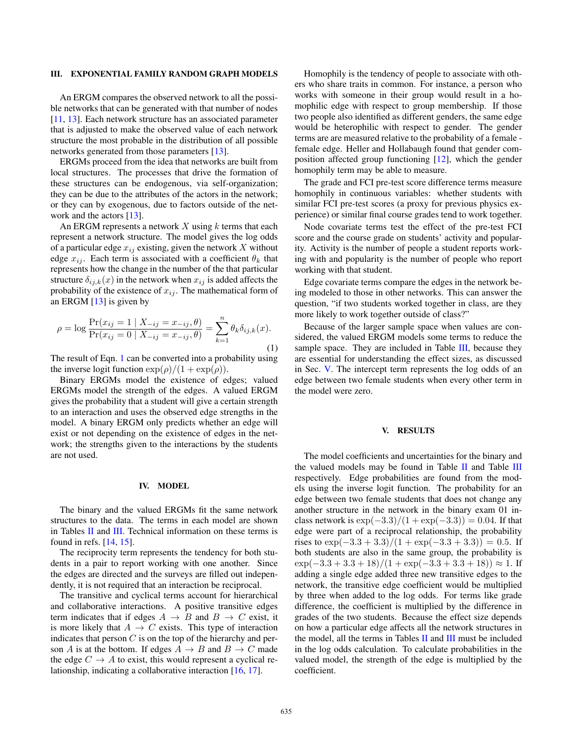## III. EXPONENTIAL FAMILY RANDOM GRAPH MODELS

An ERGM compares the observed network to all the possible networks that can be generated with that number of nodes [11, 13]. Each network structure has an associated parameter that is adjusted to make the observed value of each network structure the most probable in the distribution of all possible networks generated from those parameters [13].

ERGMs proceed from the idea that networks are built from local structures. The processes that drive the formation of these structures can be endogenous, via self-organization; they can be due to the attributes of the actors in the network; or they can by exogenous, due to factors outside of the network and the actors [13].

An ERGM represents a network $X$ using $k$ terms that each represent a network structure. The model gives the log odds of a particular edge $x_{ij}$ existing, given the network $X$ without edge $x_{ij}$. Each term is associated with a coefficient $\theta_k$ that represents how the change in the number of the that particular structure $\delta_{ij,k}(x)$ in the network when $x_{ij}$ is added affects the probability of the existence of $x_{ij}$. The mathematical form of an ERGM [13] is given by

$$\rho = \log \frac{\Pr(x_{ij} = 1 \mid X_{-ij} = x_{-ij}, \theta)}{\Pr(x_{ij} = 0 \mid X_{-ij} = x_{-ij}, \theta)} = \sum_{k=1}^{n} \theta_k \delta_{ij,k}(x). \tag{1}$$

The result of Eqn. 1 can be converted into a probability using the inverse logit function $\exp(\rho)/(1 + \exp(\rho))$.

Binary ERGMs model the existence of edges; valued ERGMs model the strength of the edges. A valued ERGM gives the probability that a student will give a certain strength to an interaction and uses the observed edge strengths in the model. A binary ERGM only predicts whether an edge will exist or not depending on the existence of edges in the network; the strengths given to the interactions by the students are not used.

## IV. MODEL

The binary and the valued ERGMs fit the same network structures to the data. The terms in each model are shown in Tables II and III. Technical information on these terms is found in refs. [14, 15].

The reciprocity term represents the tendency for both students in a pair to report working with one another. Since the edges are directed and the surveys are filled out independently, it is not required that an interaction be reciprocal.

The transitive and cyclical terms account for hierarchical and collaborative interactions. A positive transitive edges term indicates that if edges $A \to B$ and $B \to C$ exist, it is more likely that $A \to C$ exists. This type of interaction indicates that person $C$ is on the top of the hierarchy and person $A$ is at the bottom. If edges $A \to B$ and $B \to C$ made the edge $C \to A$ to exist, this would represent a cyclical relationship, indicating a collaborative interaction [16, 17].

Homophily is the tendency of people to associate with others who share traits in common. For instance, a person who works with someone in their group would result in a homophilic edge with respect to group membership. If those two people also identified as different genders, the same edge would be heterophilic with respect to gender. The gender terms are are measured relative to the probability of a female - female edge. Heller and Hollabaugh found that gender composition affected group functioning [12], which the gender homophily term may be able to measure.

The grade and FCI pre-test score difference terms measure homophily in continuous variables: whether students with similar FCI pre-test scores (a proxy for previous physics experience) or similar final course grades tend to work together.

Node covariate terms test the effect of the pre-test FCI score and the course grade on students' activity and popularity. Activity is the number of people a student reports working with and popularity is the number of people who report working with that student.

Edge covariate terms compare the edges in the network being modeled to those in other networks. This can answer the question, "if two students worked together in class, are they more likely to work together outside of class?"

Because of the larger sample space when values are considered, the valued ERGM models some terms to reduce the sample space. They are included in Table III, because they are essential for understanding the effect sizes, as discussed in Sec. V. The intercept term represents the log odds of an edge between two female students when every other term in the model were zero.

## V. RESULTS

The model coefficients and uncertainties for the binary and the valued models may be found in Table II and Table III respectively. Edge probabilities are found from the models using the inverse logit function. The probability for an edge between two female students that does not change any another structure in the network in the binary exam 01 in-class network is $\exp(-3.3)/(1 + \exp(-3.3)) = 0.04$. If that edge were part of a reciprocal relationship, the probability rises to $\exp(-3.3 + 3.3)/(1 + \exp(-3.3 + 3.3)) = 0.5$. If both students are also in the same group, the probability is $\exp(-3.3 + 3.3 + 18)/(1 + \exp(-3.3 + 3.3 + 18)) \approx 1$. If adding a single edge added three new transitive edges to the network, the transitive edge coefficient would be multiplied by three when added to the log odds. For terms like grade difference, the coefficient is multiplied by the difference in grades of the two students. Because the effect size depends on how a particular edge affects all the network structures in the model, all the terms in Tables II and III must be included in the log odds calculation. To calculate probabilities in the valued model, the strength of the edge is multiplied by the coefficient.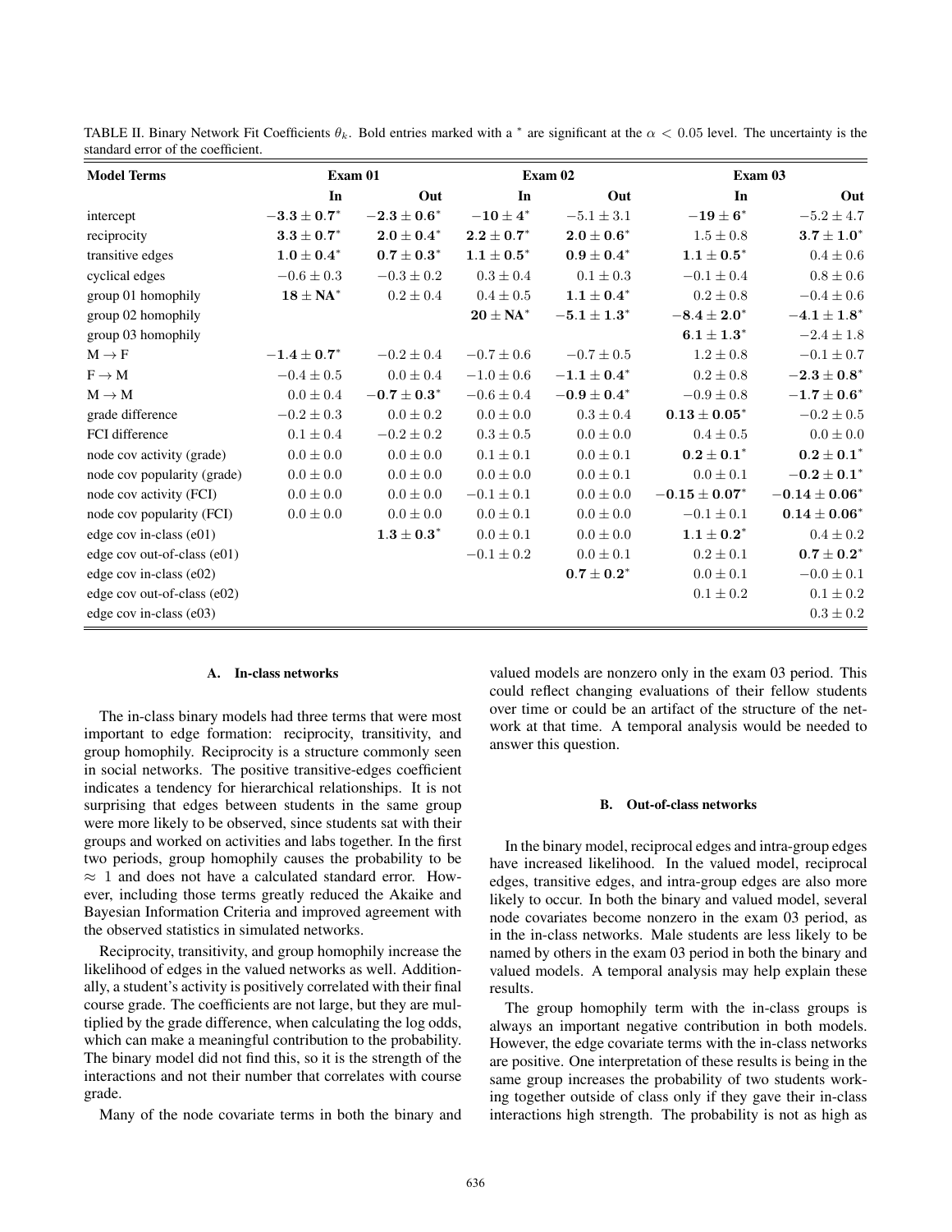TABLE II. Binary Network Fit Coefficients $\theta_k$. Bold entries marked with a * are significant at the $\alpha < 0.05$ level. The uncertainty is the standard error of the coefficient.

| Model Terms | Exam 01 | | Exam 02 | | Exam 03 | |
|---|---|---|---|---|---|---|
| | In | Out | In | Out | In | Out |
| intercept | $\mathbf{-3.3 \pm 0.7}^*$ | $\mathbf{-2.3 \pm 0.6}^*$ | $\mathbf{-10 \pm 4}^*$ | $-5.1 \pm 3.1$ | $\mathbf{-19 \pm 6}^*$ | $-5.2 \pm 4.7$ |
| reciprocity | $\mathbf{3.3 \pm 0.7}^*$ | $\mathbf{2.0 \pm 0.4}^*$ | $\mathbf{2.2 \pm 0.7}^*$ | $\mathbf{2.0 \pm 0.6}^*$ | $1.5 \pm 0.8$ | $\mathbf{3.7 \pm 1.0}^*$ |
| transitive edges | $\mathbf{1.0 \pm 0.4}^*$ | $\mathbf{0.7 \pm 0.3}^*$ | $\mathbf{1.1 \pm 0.5}^*$ | $\mathbf{0.9 \pm 0.4}^*$ | $\mathbf{1.1 \pm 0.5}^*$ | $0.4 \pm 0.6$ |
| cyclical edges | $-0.6 \pm 0.3$ | $-0.3 \pm 0.2$ | $0.3 \pm 0.4$ | $0.1 \pm 0.3$ | $-0.1 \pm 0.4$ | $0.8 \pm 0.6$ |
| group 01 homophily | $\mathbf{18 \pm NA}^*$ | $0.2 \pm 0.4$ | $0.4 \pm 0.5$ | $\mathbf{1.1 \pm 0.4}^*$ | $0.2 \pm 0.8$ | $-0.4 \pm 0.6$ |
| group 02 homophily | | | $\mathbf{20 \pm NA}^*$ | $\mathbf{-5.1 \pm 1.3}^*$ | $\mathbf{-8.4 \pm 2.0}^*$ | $\mathbf{-4.1 \pm 1.8}^*$ |
| group 03 homophily | | | | | $\mathbf{6.1 \pm 1.3}^*$ | $-2.4 \pm 1.8$ |
| $\mathrm{M} \to \mathrm{F}$ | $\mathbf{-1.4 \pm 0.7}^*$ | $-0.2 \pm 0.4$ | $-0.7 \pm 0.6$ | $-0.7 \pm 0.5$ | $1.2 \pm 0.8$ | $-0.1 \pm 0.7$ |
| $\mathrm{F} \to \mathrm{M}$ | $-0.4 \pm 0.5$ | $0.0 \pm 0.4$ | $-1.0 \pm 0.6$ | $\mathbf{-1.1 \pm 0.4}^*$ | $0.2 \pm 0.8$ | $\mathbf{-2.3 \pm 0.8}^*$ |
| $\mathrm{M} \to \mathrm{M}$ | $0.0 \pm 0.4$ | $\mathbf{-0.7 \pm 0.3}^*$ | $-0.6 \pm 0.4$ | $\mathbf{-0.9 \pm 0.4}^*$ | $-0.9 \pm 0.8$ | $\mathbf{-1.7 \pm 0.6}^*$ |
| grade difference | $-0.2 \pm 0.3$ | $0.0 \pm 0.2$ | $0.0 \pm 0.0$ | $0.3 \pm 0.4$ | $\mathbf{0.13 \pm 0.05}^*$ | $-0.2 \pm 0.5$ |
| FCI difference | $0.1 \pm 0.4$ | $-0.2 \pm 0.2$ | $0.3 \pm 0.5$ | $0.0 \pm 0.0$ | $0.4 \pm 0.5$ | $0.0 \pm 0.0$ |
| node cov activity (grade) | $0.0 \pm 0.0$ | $0.0 \pm 0.0$ | $0.1 \pm 0.1$ | $0.0 \pm 0.1$ | $\mathbf{0.2 \pm 0.1}^*$ | $\mathbf{0.2 \pm 0.1}^*$ |
| node cov popularity (grade) | $0.0 \pm 0.0$ | $0.0 \pm 0.0$ | $0.0 \pm 0.0$ | $0.0 \pm 0.1$ | $0.0 \pm 0.1$ | $\mathbf{-0.2 \pm 0.1}^*$ |
| node cov activity (FCI) | $0.0 \pm 0.0$ | $0.0 \pm 0.0$ | $-0.1 \pm 0.1$ | $0.0 \pm 0.0$ | $\mathbf{-0.15 \pm 0.07}^*$ | $\mathbf{-0.14 \pm 0.06}^*$ |
| node cov popularity (FCI) | $0.0 \pm 0.0$ | $0.0 \pm 0.0$ | $0.0 \pm 0.1$ | $0.0 \pm 0.0$ | $-0.1 \pm 0.1$ | $\mathbf{0.14 \pm 0.06}^*$ |
| edge cov in-class (e01) | | $\mathbf{1.3 \pm 0.3}^*$ | $0.0 \pm 0.1$ | $0.0 \pm 0.0$ | $\mathbf{1.1 \pm 0.2}^*$ | $0.4 \pm 0.2$ |
| edge cov out-of-class (e01) | | | $-0.1 \pm 0.2$ | $0.0 \pm 0.1$ | $0.2 \pm 0.1$ | $\mathbf{0.7 \pm 0.2}^*$ |
| edge cov in-class (e02) | | | | $\mathbf{0.7 \pm 0.2}^*$ | $0.0 \pm 0.1$ | $-0.0 \pm 0.1$ |
| edge cov out-of-class (e02) | | | | | $0.1 \pm 0.2$ | $0.1 \pm 0.2$ |
| edge cov in-class (e03) | | | | | | $0.3 \pm 0.2$ |

### A. In-class networks

The in-class binary models had three terms that were most important to edge formation: reciprocity, transitivity, and group homophily. Reciprocity is a structure commonly seen in social networks. The positive transitive-edges coefficient indicates a tendency for hierarchical relationships. It is not surprising that edges between students in the same group were more likely to be observed, since students sat with their groups and worked on activities and labs together. In the first two periods, group homophily causes the probability to be $\approx 1$ and does not have a calculated standard error. However, including those terms greatly reduced the Akaike and Bayesian Information Criteria and improved agreement with the observed statistics in simulated networks.

Reciprocity, transitivity, and group homophily increase the likelihood of edges in the valued networks as well. Additionally, a student's activity is positively correlated with their final course grade. The coefficients are not large, but they are multiplied by the grade difference, when calculating the log odds, which can make a meaningful contribution to the probability. The binary model did not find this, so it is the strength of the interactions and not their number that correlates with course grade.

Many of the node covariate terms in both the binary and valued models are nonzero only in the exam 03 period. This could reflect changing evaluations of their fellow students over time or could be an artifact of the structure of the network at that time. A temporal analysis would be needed to answer this question.

### B. Out-of-class networks

In the binary model, reciprocal edges and intra-group edges have increased likelihood. In the valued model, reciprocal edges, transitive edges, and intra-group edges are also more likely to occur. In both the binary and valued model, several node covariates become nonzero in the exam 03 period, as in the in-class networks. Male students are less likely to be named by others in the exam 03 period in both the binary and valued models. A temporal analysis may help explain these results.

The group homophily term with the in-class groups is always an important negative contribution in both models. However, the edge covariate terms with the in-class networks are positive. One interpretation of these results is being in the same group increases the probability of two students working together outside of class only if they gave their in-class interactions high strength. The probability is not as high as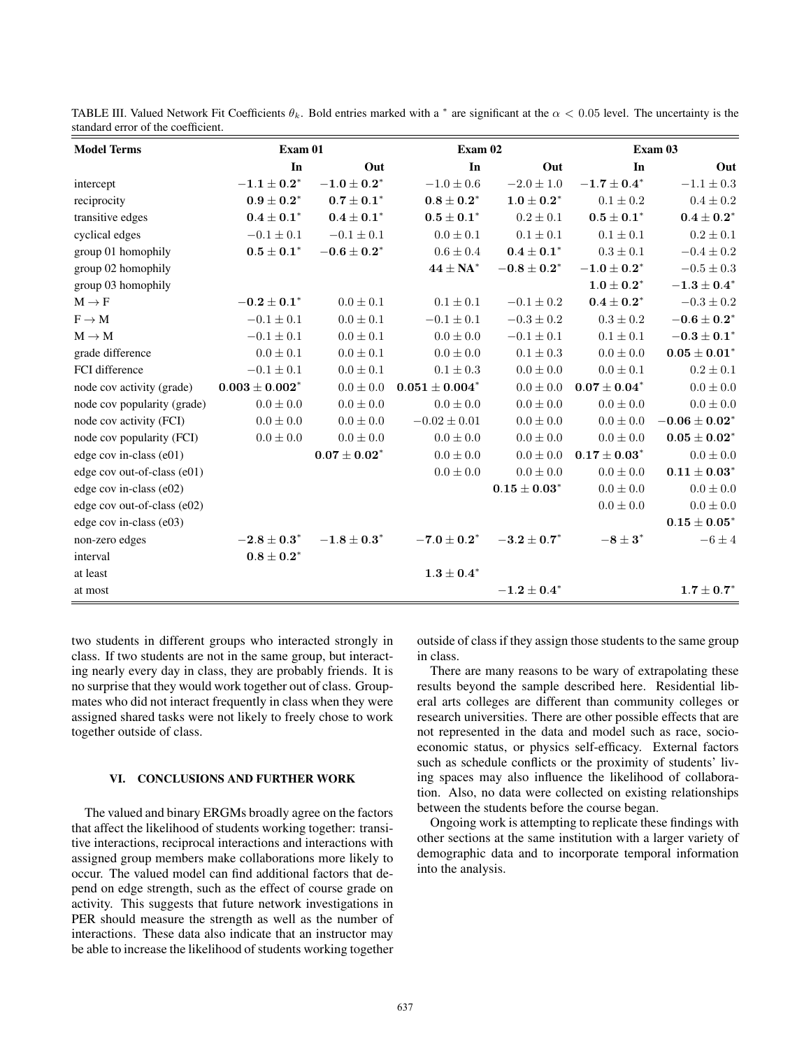TABLE III. Valued Network Fit Coefficients $\theta_k$. Bold entries marked with a $^*$ are significant at the $\alpha < 0.05$ level. The uncertainty is the standard error of the coefficient.

| Model Terms | Exam 01 | | Exam 02 | | Exam 03 | |
|---|---|---|---|---|---|---|
| | In | Out | In | Out | In | Out |
| intercept | $\mathbf{-1.1 \pm 0.2^*}$ | $\mathbf{-1.0 \pm 0.2^*}$ | $-1.0 \pm 0.6$ | $-2.0 \pm 1.0$ | $\mathbf{-1.7 \pm 0.4^*}$ | $-1.1 \pm 0.3$ |
| reciprocity | $\mathbf{0.9 \pm 0.2^*}$ | $\mathbf{0.7 \pm 0.1^*}$ | $\mathbf{0.8 \pm 0.2^*}$ | $\mathbf{1.0 \pm 0.2^*}$ | $0.1 \pm 0.2$ | $0.4 \pm 0.2$ |
| transitive edges | $\mathbf{0.4 \pm 0.1^*}$ | $\mathbf{0.4 \pm 0.1^*}$ | $\mathbf{0.5 \pm 0.1^*}$ | $0.2 \pm 0.1$ | $\mathbf{0.5 \pm 0.1^*}$ | $\mathbf{0.4 \pm 0.2^*}$ |
| cyclical edges | $-0.1 \pm 0.1$ | $-0.1 \pm 0.1$ | $0.0 \pm 0.1$ | $0.1 \pm 0.1$ | $0.1 \pm 0.1$ | $0.2 \pm 0.1$ |
| group 01 homophily | $\mathbf{0.5 \pm 0.1^*}$ | $\mathbf{-0.6 \pm 0.2^*}$ | $0.6 \pm 0.4$ | $\mathbf{0.4 \pm 0.1^*}$ | $0.3 \pm 0.1$ | $-0.4 \pm 0.2$ |
| group 02 homophily | | | $\mathbf{44 \pm NA^*}$ | $\mathbf{-0.8 \pm 0.2^*}$ | $\mathbf{-1.0 \pm 0.2^*}$ | $-0.5 \pm 0.3$ |
| group 03 homophily | | | | | $\mathbf{1.0 \pm 0.2^*}$ | $\mathbf{-1.3 \pm 0.4^*}$ |
| $\mathrm{M} \rightarrow \mathrm{F}$ | $\mathbf{-0.2 \pm 0.1^*}$ | $0.0 \pm 0.1$ | $0.1 \pm 0.1$ | $-0.1 \pm 0.2$ | $\mathbf{0.4 \pm 0.2^*}$ | $-0.3 \pm 0.2$ |
| $\mathrm{F} \rightarrow \mathrm{M}$ | $-0.1 \pm 0.1$ | $0.0 \pm 0.1$ | $-0.1 \pm 0.1$ | $-0.3 \pm 0.2$ | $0.3 \pm 0.2$ | $\mathbf{-0.6 \pm 0.2^*}$ |
| $\mathrm{M} \rightarrow \mathrm{M}$ | $-0.1 \pm 0.1$ | $0.0 \pm 0.1$ | $0.0 \pm 0.0$ | $-0.1 \pm 0.1$ | $0.1 \pm 0.1$ | $\mathbf{-0.3 \pm 0.1^*}$ |
| grade difference | $0.0 \pm 0.1$ | $0.0 \pm 0.1$ | $0.0 \pm 0.0$ | $0.1 \pm 0.3$ | $0.0 \pm 0.0$ | $\mathbf{0.05 \pm 0.01^*}$ |
| FCI difference | $-0.1 \pm 0.1$ | $0.0 \pm 0.1$ | $0.1 \pm 0.3$ | $0.0 \pm 0.0$ | $0.0 \pm 0.1$ | $0.2 \pm 0.1$ |
| node cov activity (grade) | $\mathbf{0.003 \pm 0.002^*}$ | $0.0 \pm 0.0$ | $\mathbf{0.051 \pm 0.004^*}$ | $0.0 \pm 0.0$ | $\mathbf{0.07 \pm 0.04^*}$ | $0.0 \pm 0.0$ |
| node cov popularity (grade) | $0.0 \pm 0.0$ | $0.0 \pm 0.0$ | $0.0 \pm 0.0$ | $0.0 \pm 0.0$ | $0.0 \pm 0.0$ | $0.0 \pm 0.0$ |
| node cov activity (FCI) | $0.0 \pm 0.0$ | $0.0 \pm 0.0$ | $-0.02 \pm 0.01$ | $0.0 \pm 0.0$ | $0.0 \pm 0.0$ | $\mathbf{-0.06 \pm 0.02^*}$ |
| node cov popularity (FCI) | $0.0 \pm 0.0$ | $0.0 \pm 0.0$ | $0.0 \pm 0.0$ | $0.0 \pm 0.0$ | $0.0 \pm 0.0$ | $\mathbf{0.05 \pm 0.02^*}$ |
| edge cov in-class (e01) | | $\mathbf{0.07 \pm 0.02^*}$ | $0.0 \pm 0.0$ | $0.0 \pm 0.0$ | $\mathbf{0.17 \pm 0.03^*}$ | $0.0 \pm 0.0$ |
| edge cov out-of-class (e01) | | | $0.0 \pm 0.0$ | $0.0 \pm 0.0$ | $0.0 \pm 0.0$ | $\mathbf{0.11 \pm 0.03^*}$ |
| edge cov in-class (e02) | | | | $\mathbf{0.15 \pm 0.03^*}$ | $0.0 \pm 0.0$ | $0.0 \pm 0.0$ |
| edge cov out-of-class (e02) | | | | | $0.0 \pm 0.0$ | $0.0 \pm 0.0$ |
| edge cov in-class (e03) | | | | | | $\mathbf{0.15 \pm 0.05^*}$ |
| non-zero edges | $\mathbf{-2.8 \pm 0.3^*}$ | $\mathbf{-1.8 \pm 0.3^*}$ | $\mathbf{-7.0 \pm 0.2^*}$ | $\mathbf{-3.2 \pm 0.7^*}$ | $\mathbf{-8 \pm 3^*}$ | $-6 \pm 4$ |
| interval | $\mathbf{0.8 \pm 0.2^*}$ | | | | | |
| at least | | | $\mathbf{1.3 \pm 0.4^*}$ | | | |
| at most | | | | $\mathbf{-1.2 \pm 0.4^*}$ | | $\mathbf{1.7 \pm 0.7^*}$ |

two students in different groups who interacted strongly in class. If two students are not in the same group, but interacting nearly every day in class, they are probably friends. It is no surprise that they would work together out of class. Groupmates who did not interact frequently in class when they were assigned shared tasks were not likely to freely chose to work together outside of class.

## VI. CONCLUSIONS AND FURTHER WORK

The valued and binary ERGMs broadly agree on the factors that affect the likelihood of students working together: transitive interactions, reciprocal interactions and interactions with assigned group members make collaborations more likely to occur. The valued model can find additional factors that depend on edge strength, such as the effect of course grade on activity. This suggests that future network investigations in PER should measure the strength as well as the number of interactions. These data also indicate that an instructor may be able to increase the likelihood of students working together outside of class if they assign those students to the same group in class.

There are many reasons to be wary of extrapolating these results beyond the sample described here. Residential liberal arts colleges are different than community colleges or research universities. There are other possible effects that are not represented in the data and model such as race, socioeconomic status, or physics self-efficacy. External factors such as schedule conflicts or the proximity of students' living spaces may also influence the likelihood of collaboration. Also, no data were collected on existing relationships between the students before the course began.

Ongoing work is attempting to replicate these findings with other sections at the same institution with a larger variety of demographic data and to incorporate temporal information into the analysis.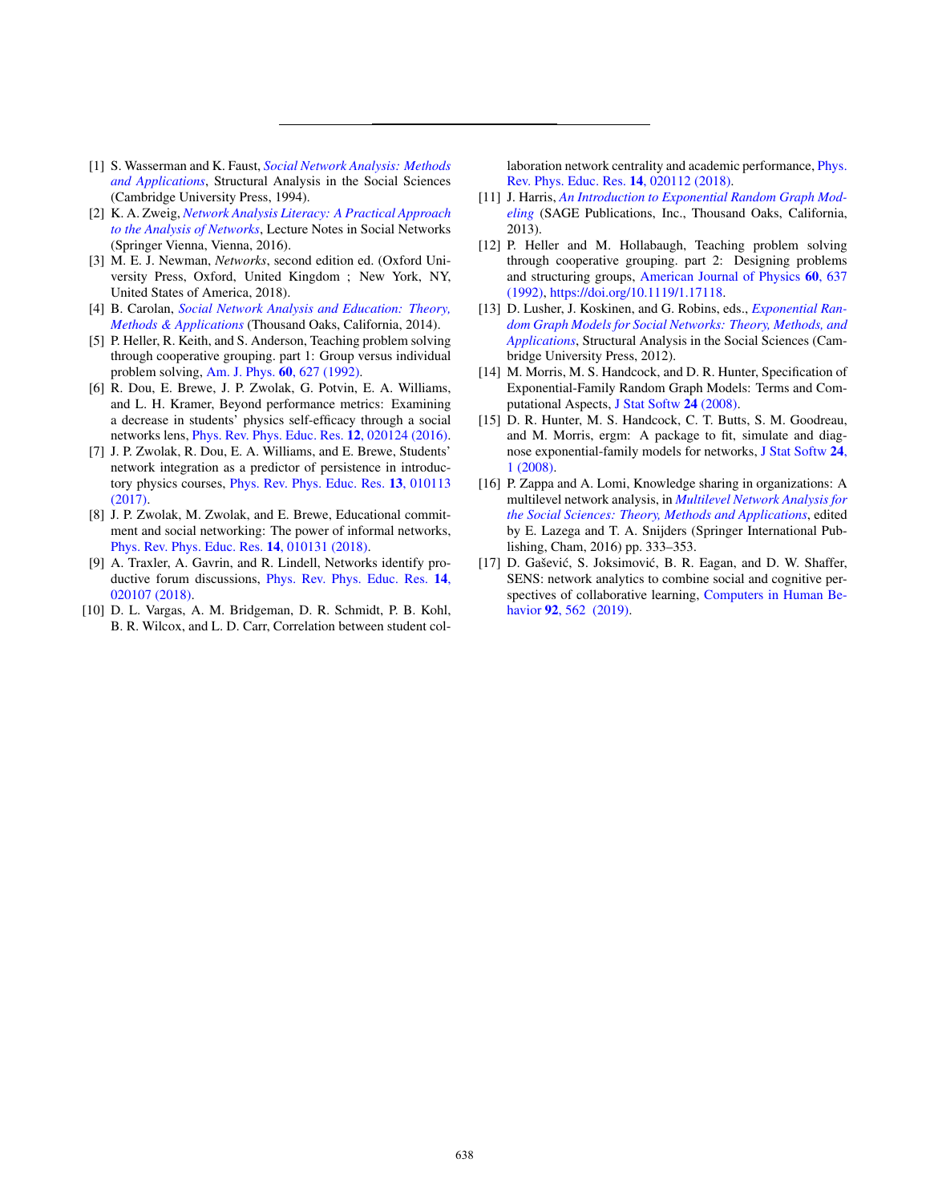[1] S. Wasserman and K. Faust, *Social Network Analysis: Methods and Applications*, Structural Analysis in the Social Sciences (Cambridge University Press, 1994).

[2] K. A. Zweig, *Network Analysis Literacy: A Practical Approach to the Analysis of Networks*, Lecture Notes in Social Networks (Springer Vienna, Vienna, 2016).

[3] M. E. J. Newman, *Networks*, second edition ed. (Oxford University Press, Oxford, United Kingdom ; New York, NY, United States of America, 2018).

[4] B. Carolan, *Social Network Analysis and Education: Theory, Methods & Applications* (Thousand Oaks, California, 2014).

[5] P. Heller, R. Keith, and S. Anderson, Teaching problem solving through cooperative grouping. part 1: Group versus individual problem solving, Am. J. Phys. **60**, 627 (1992).

[6] R. Dou, E. Brewe, J. P. Zwolak, G. Potvin, E. A. Williams, and L. H. Kramer, Beyond performance metrics: Examining a decrease in students' physics self-efficacy through a social networks lens, Phys. Rev. Phys. Educ. Res. **12**, 020124 (2016).

[7] J. P. Zwolak, R. Dou, E. A. Williams, and E. Brewe, Students' network integration as a predictor of persistence in introductory physics courses, Phys. Rev. Phys. Educ. Res. **13**, 010113 (2017).

[8] J. P. Zwolak, M. Zwolak, and E. Brewe, Educational commitment and social networking: The power of informal networks, Phys. Rev. Phys. Educ. Res. **14**, 010131 (2018).

[9] A. Traxler, A. Gavrin, and R. Lindell, Networks identify productive forum discussions, Phys. Rev. Phys. Educ. Res. **14**, 020107 (2018).

[10] D. L. Vargas, A. M. Bridgeman, D. R. Schmidt, P. B. Kohl, B. R. Wilcox, and L. D. Carr, Correlation between student collaboration network centrality and academic performance, Phys. Rev. Phys. Educ. Res. **14**, 020112 (2018).

[11] J. Harris, *An Introduction to Exponential Random Graph Modeling* (SAGE Publications, Inc., Thousand Oaks, California, 2013).

[12] P. Heller and M. Hollabaugh, Teaching problem solving through cooperative grouping. part 2: Designing problems and structuring groups, American Journal of Physics **60**, 637 (1992), https://doi.org/10.1119/1.17118.

[13] D. Lusher, J. Koskinen, and G. Robins, eds., *Exponential Random Graph Models for Social Networks: Theory, Methods, and Applications*, Structural Analysis in the Social Sciences (Cambridge University Press, 2012).

[14] M. Morris, M. S. Handcock, and D. R. Hunter, Specification of Exponential-Family Random Graph Models: Terms and Computational Aspects, J Stat Softw **24** (2008).

[15] D. R. Hunter, M. S. Handcock, C. T. Butts, S. M. Goodreau, and M. Morris, ergm: A package to fit, simulate and diagnose exponential-family models for networks, J Stat Softw **24**, 1 (2008).

[16] P. Zappa and A. Lomi, Knowledge sharing in organizations: A multilevel network analysis, in *Multilevel Network Analysis for the Social Sciences: Theory, Methods and Applications*, edited by E. Lazega and T. A. Snijders (Springer International Publishing, Cham, 2016) pp. 333–353.

[17] D. Gašević, S. Joksimović, B. R. Eagan, and D. W. Shaffer, SENS: network analytics to combine social and cognitive perspectives of collaborative learning, Computers in Human Behavior **92**, 562 (2019).